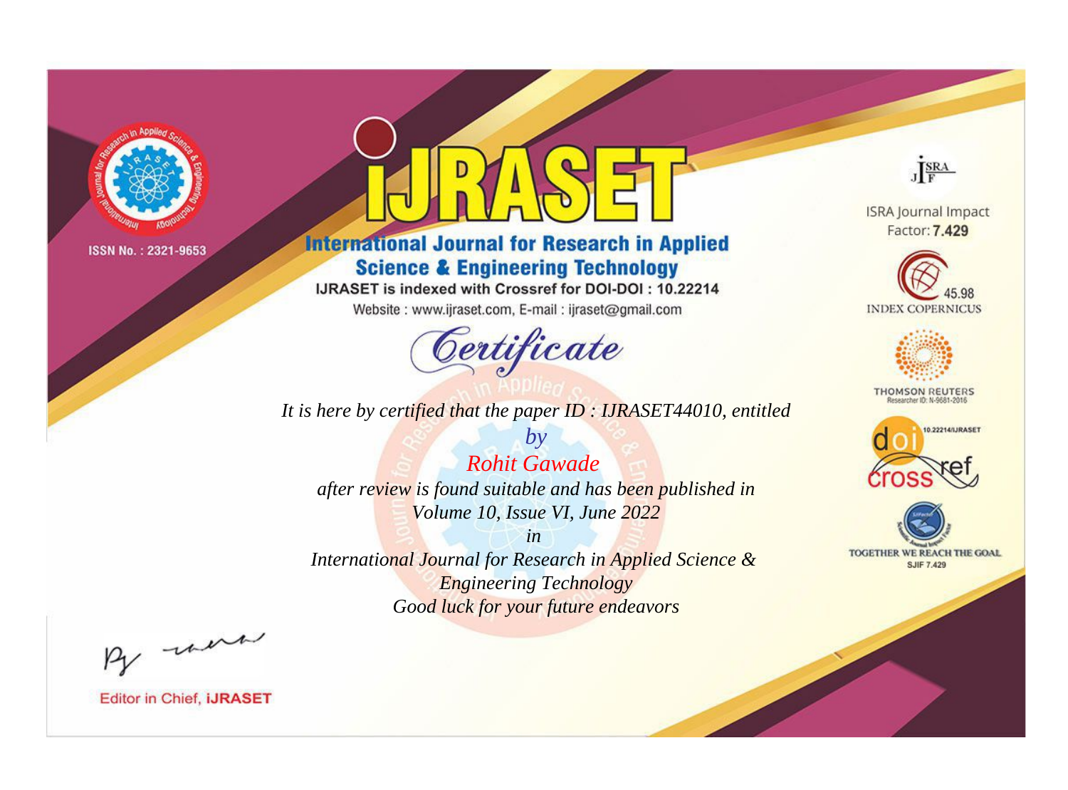ISSN No. : 2321-9653

# IJRASET

## International Journal for Research in Applied Science & Engineering Technology

IJRASET is indexed with Crossref for DOI-DOI : 10.22214

Website : www.ijraset.com, E-mail : ijraset@gmail.com

ISRA Journal Impact Factor: **7.429**

45.98 INDEX COPERNICUS

THOMSON REUTERS Researcher ID: N-9681-2016

10.22214/IJRASET

TOGETHER WE REACH THE GOAL SJIF 7.429

# *Certificate*

*It is here by certified that the paper ID : IJRASET44010, entitled*

*by*

*Rohit Gawade*

*after review is found suitable and has been published in*

*Volume 10, Issue VI, June 2022*

*in*

*International Journal for Research in Applied Science & Engineering Technology*

*Good luck for your future endeavors*

Editor in Chief, **IJRASET**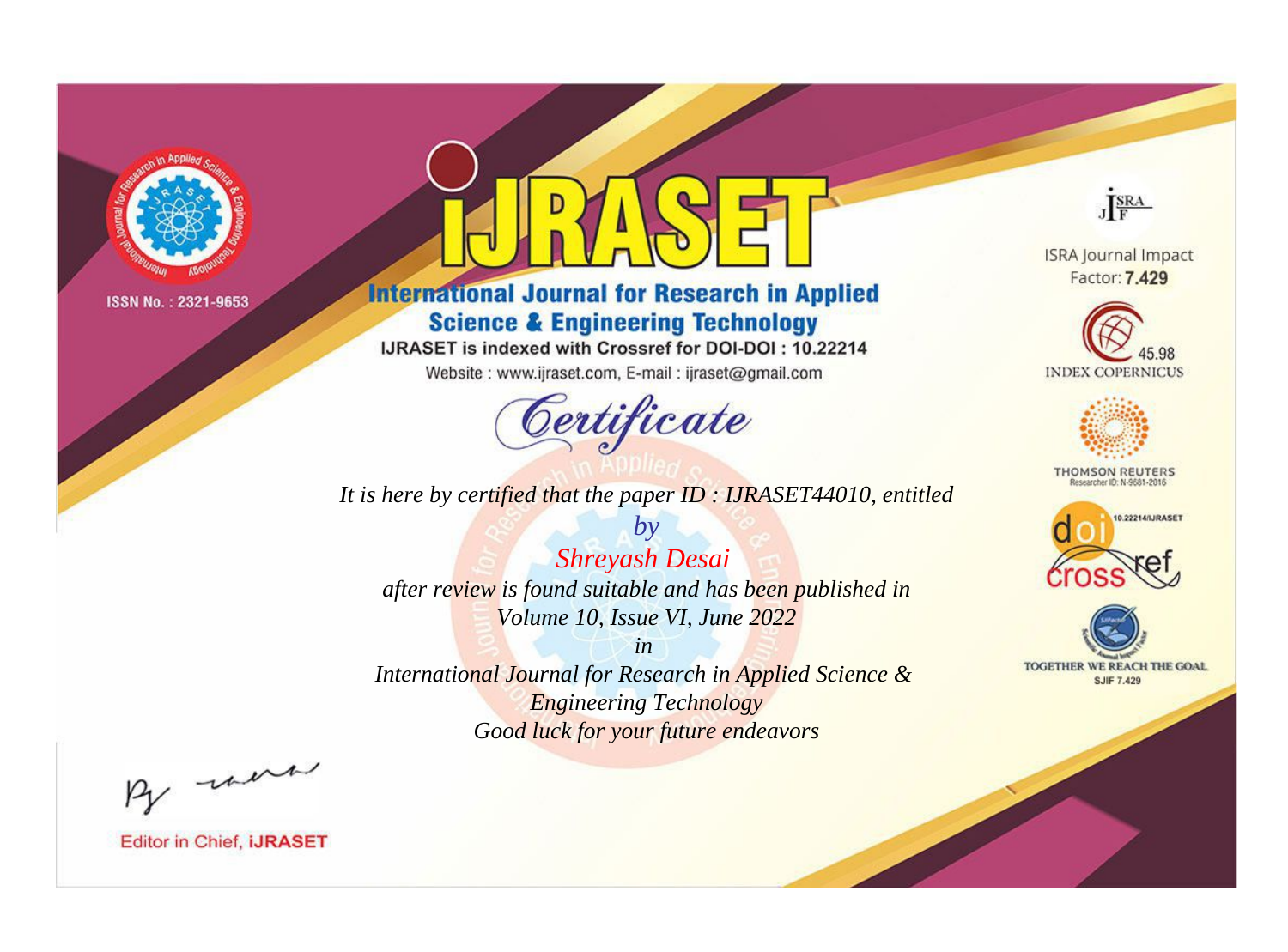ISSN No. : 2321-9653

# iJRASET

## International Journal for Research in Applied Science & Engineering Technology

IJRASET is indexed with Crossref for DOI-DOI : 10.22214

Website : www.ijraset.com, E-mail : ijraset@gmail.com

# *Certificate*

*It is here by certified that the paper ID : IJRASET44010, entitled*

*by*

*Shreyash Desai*

*after review is found suitable and has been published in*

*Volume 10, Issue VI, June 2022*

*in*

*International Journal for Research in Applied Science & Engineering Technology*

*Good luck for your future endeavors*

ISRA Journal Impact Factor: **7.429**

45.98 INDEX COPERNICUS

THOMSON REUTERS Researcher ID: N-9681-2016

10.22214/IJRASET

TOGETHER WE REACH THE GOAL SJIF 7.429

Editor in Chief, **iJRASET**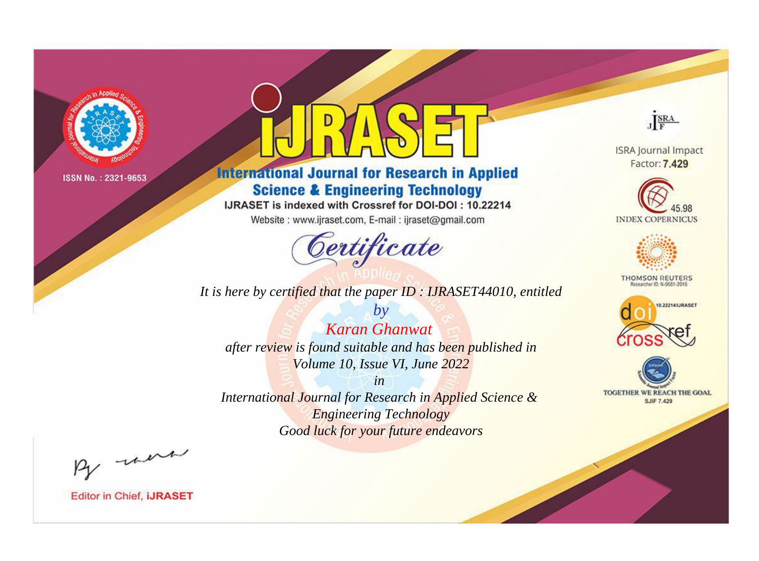ISSN No. : 2321-9653

# iJRASET

## International Journal for Research in Applied Science & Engineering Technology

IJRASET is indexed with Crossref for DOI-DOI : 10.22214

Website : www.ijraset.com, E-mail : ijraset@gmail.com

# Certificate

*It is here by certified that the paper ID : IJRASET44010, entitled*

*by*

*Karan Ghanwat*

*after review is found suitable and has been published in*

*Volume 10, Issue VI, June 2022*

*in*

*International Journal for Research in Applied Science & Engineering Technology*

*Good luck for your future endeavors*

ISRA Journal Impact Factor: **7.429**

45.98 INDEX COPERNICUS

THOMSON REUTERS Researcher ID: N-9681-2016

10.22214/IJRASET

TOGETHER WE REACH THE GOAL SJIF 7.429

Editor in Chief, **iJRASET**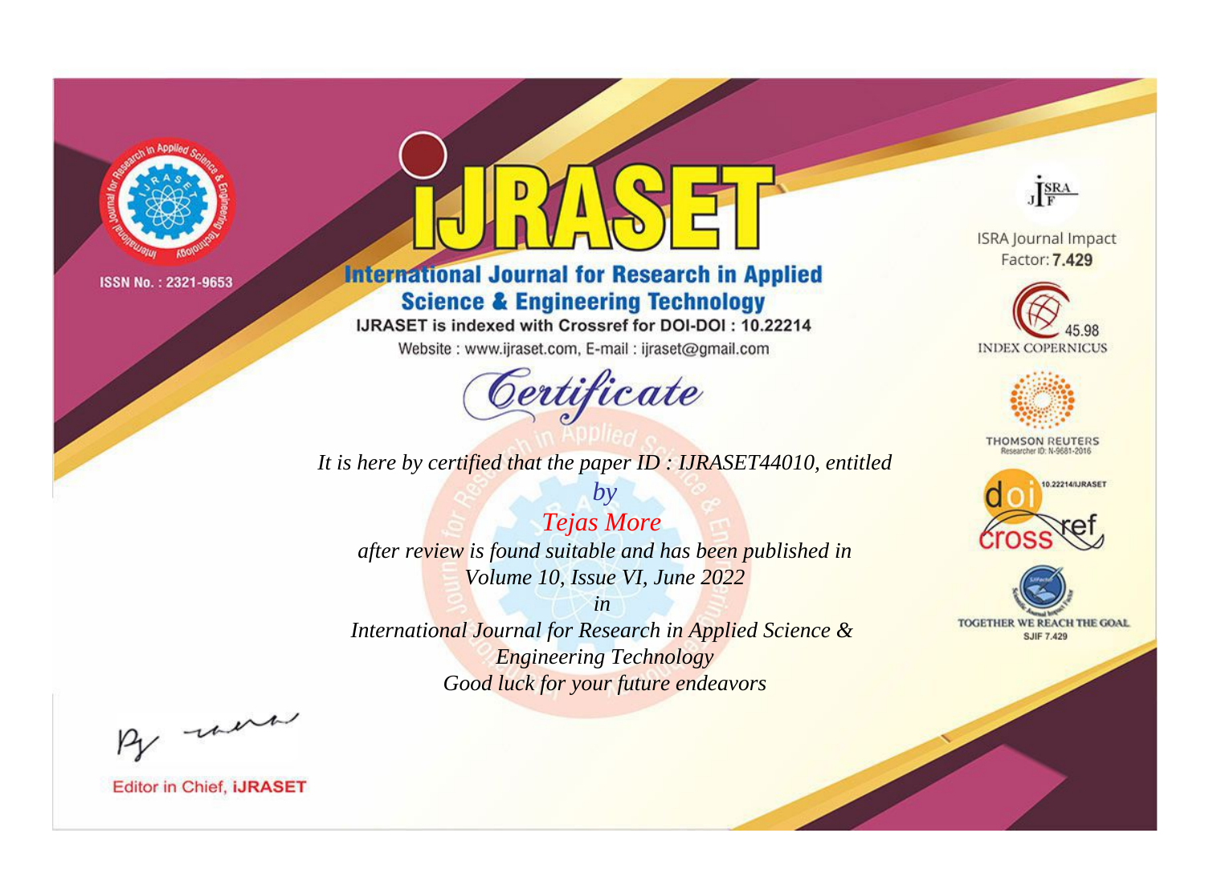ISSN No. : 2321-9653

# iJRASET

## International Journal for Research in Applied Science & Engineering Technology

IJRASET is indexed with Crossref for DOI-DOI : 10.22214

Website : www.ijraset.com, E-mail : ijraset@gmail.com

# Certificate

*It is here by certified that the paper ID : IJRASET44010, entitled*

*by*

*Tejas More*

*after review is found suitable and has been published in*

*Volume 10, Issue VI, June 2022*

*in*

*International Journal for Research in Applied Science & Engineering Technology*

*Good luck for your future endeavors*

ISRA Journal Impact Factor: **7.429**

45.98 INDEX COPERNICUS

THOMSON REUTERS Researcher ID: N-9681-2016

10.22214/IJRASET

TOGETHER WE REACH THE GOAL SJIF 7.429

Editor in Chief, **iJRASET**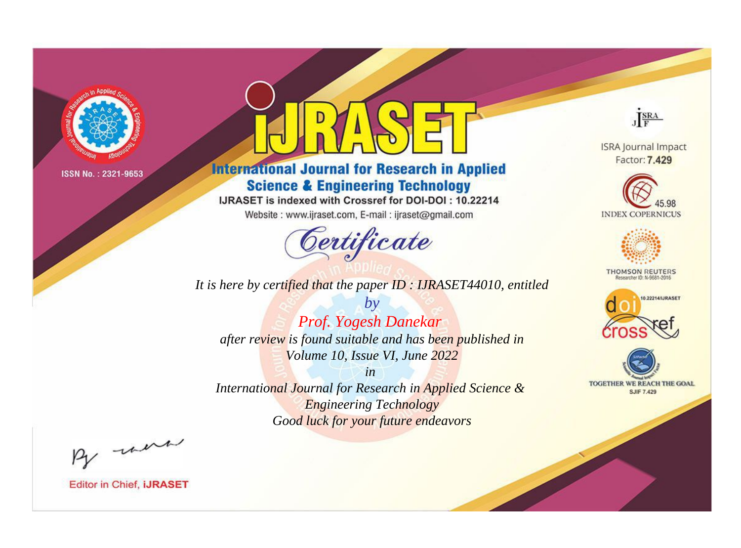ISSN No. : 2321-9653

# iJRASET

## International Journal for Research in Applied Science & Engineering Technology

IJRASET is indexed with Crossref for DOI-DOI : 10.22214

Website : www.ijraset.com, E-mail : ijraset@gmail.com

# Certificate

*It is here by certified that the paper ID : IJRASET44010, entitled*

*by*

*Prof. Yogesh Danekar*

*after review is found suitable and has been published in*

*Volume 10, Issue VI, June 2022*

*in*

*International Journal for Research in Applied Science & Engineering Technology*

*Good luck for your future endeavors*

ISRA Journal Impact Factor: **7.429**

45.98 INDEX COPERNICUS

THOMSON REUTERS Researcher ID: N-9681-2016

10.22214/IJRASET

TOGETHER WE REACH THE GOAL SJIF 7.429

Editor in Chief, **iJRASET**